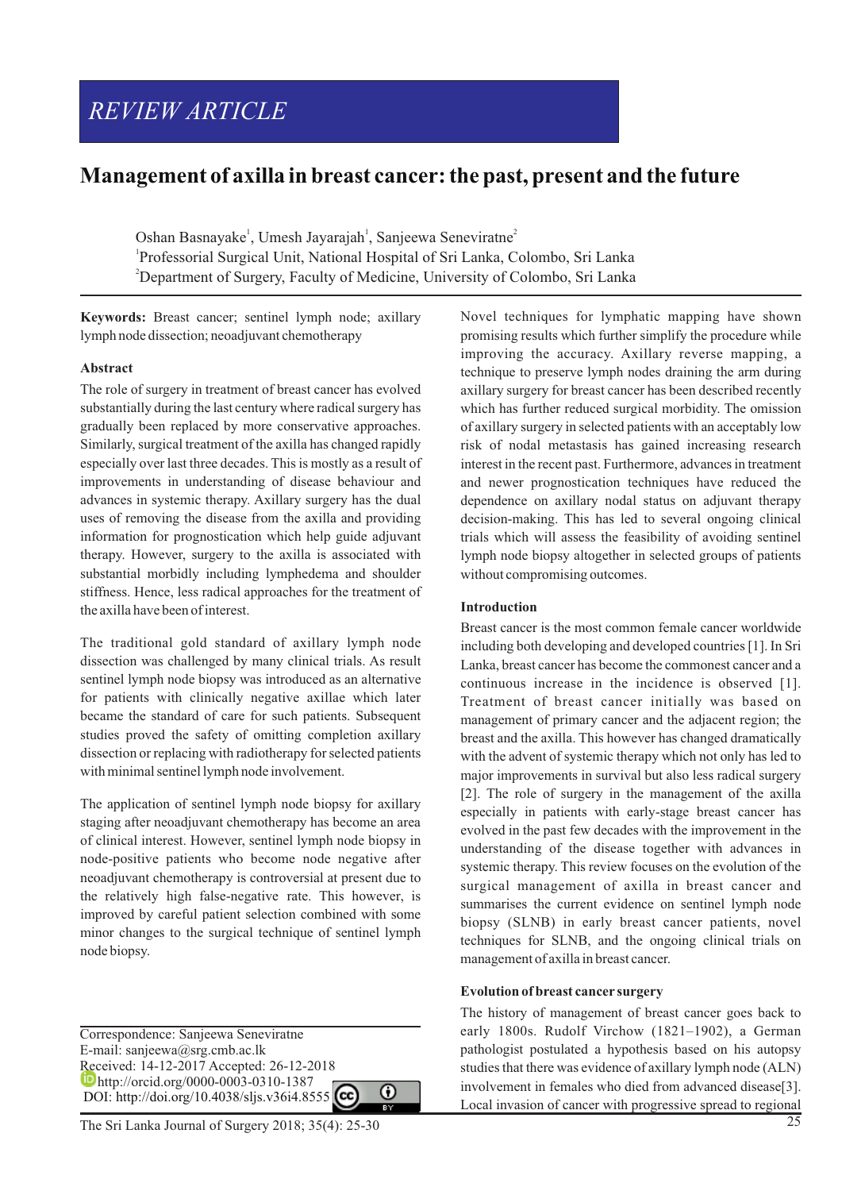REVIEW ARTICLE

# Management of axilla in breast cancer: the past, present and the future

Oshan Basnayake[1], Umesh Jayarajah[1], Sanjeewa Seneviratne[2]

[1]Professorial Surgical Unit, National Hospital of Sri Lanka, Colombo, Sri Lanka

[2]Department of Surgery, Faculty of Medicine, University of Colombo, Sri Lanka

**Keywords:** Breast cancer; sentinel lymph node; axillary lymph node dissection; neoadjuvant chemotherapy

## Abstract

The role of surgery in treatment of breast cancer has evolved substantially during the last century where radical surgery has gradually been replaced by more conservative approaches. Similarly, surgical treatment of the axilla has changed rapidly especially over last three decades. This is mostly as a result of improvements in understanding of disease behaviour and advances in systemic therapy. Axillary surgery has the dual uses of removing the disease from the axilla and providing information for prognostication which help guide adjuvant therapy. However, surgery to the axilla is associated with substantial morbidly including lymphedema and shoulder stiffness. Hence, less radical approaches for the treatment of the axilla have been of interest.

The traditional gold standard of axillary lymph node dissection was challenged by many clinical trials. As result sentinel lymph node biopsy was introduced as an alternative for patients with clinically negative axillae which later became the standard of care for such patients. Subsequent studies proved the safety of omitting completion axillary dissection or replacing with radiotherapy for selected patients with minimal sentinel lymph node involvement.

The application of sentinel lymph node biopsy for axillary staging after neoadjuvant chemotherapy has become an area of clinical interest. However, sentinel lymph node biopsy in node-positive patients who become node negative after neoadjuvant chemotherapy is controversial at present due to the relatively high false-negative rate. This however, is improved by careful patient selection combined with some minor changes to the surgical technique of sentinel lymph node biopsy.

Novel techniques for lymphatic mapping have shown promising results which further simplify the procedure while improving the accuracy. Axillary reverse mapping, a technique to preserve lymph nodes draining the arm during axillary surgery for breast cancer has been described recently which has further reduced surgical morbidity. The omission of axillary surgery in selected patients with an acceptably low risk of nodal metastasis has gained increasing research interest in the recent past. Furthermore, advances in treatment and newer prognostication techniques have reduced the dependence on axillary nodal status on adjuvant therapy decision-making. This has led to several ongoing clinical trials which will assess the feasibility of avoiding sentinel lymph node biopsy altogether in selected groups of patients without compromising outcomes.

Correspondence: Sanjeewa Seneviratne
E-mail: sanjeewa@srg.cmb.ac.lk
Received: 14-12-2017 Accepted: 26-12-2018
http://orcid.org/0000-0003-0310-1387
DOI: http://doi.org/10.4038/sljs.v36i4.8555

## Introduction

Breast cancer is the most common female cancer worldwide including both developing and developed countries [1]. In Sri Lanka, breast cancer has become the commonest cancer and a continuous increase in the incidence is observed [1]. Treatment of breast cancer initially was based on management of primary cancer and the adjacent region; the breast and the axilla. This however has changed dramatically with the advent of systemic therapy which not only has led to major improvements in survival but also less radical surgery [2]. The role of surgery in the management of the axilla especially in patients with early-stage breast cancer has evolved in the past few decades with the improvement in the understanding of the disease together with advances in systemic therapy. This review focuses on the evolution of the surgical management of axilla in breast cancer and summarises the current evidence on sentinel lymph node biopsy (SLNB) in early breast cancer patients, novel techniques for SLNB, and the ongoing clinical trials on management of axilla in breast cancer.

## Evolution of breast cancer surgery

The history of management of breast cancer goes back to early 1800s. Rudolf Virchow (1821–1902), a German pathologist postulated a hypothesis based on his autopsy studies that there was evidence of axillary lymph node (ALN) involvement in females who died from advanced disease[3]. Local invasion of cancer with progressive spread to regional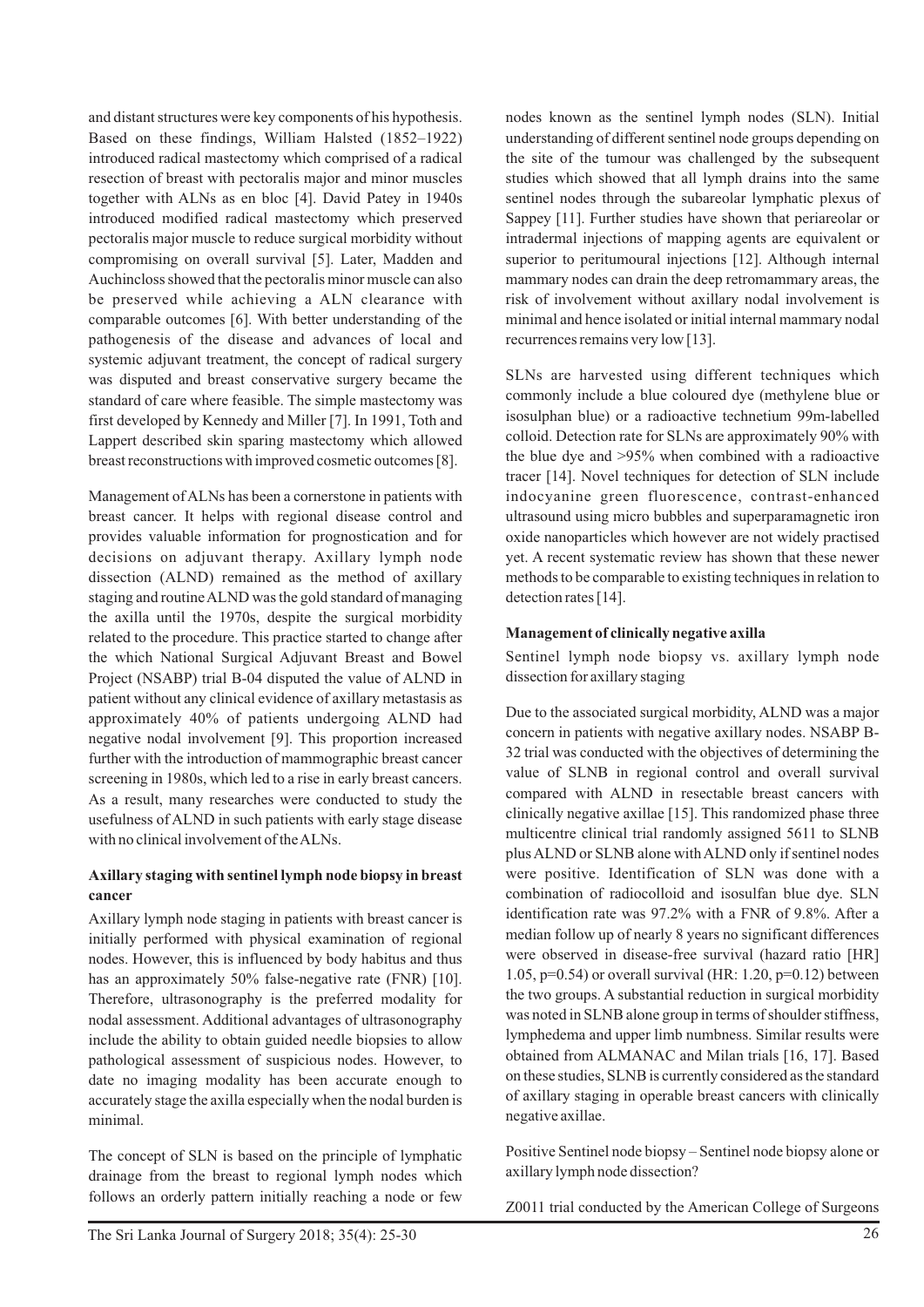and distant structures were key components of his hypothesis. Based on these findings, William Halsted (1852–1922) introduced radical mastectomy which comprised of a radical resection of breast with pectoralis major and minor muscles together with ALNs as en bloc [4]. David Patey in 1940s introduced modified radical mastectomy which preserved pectoralis major muscle to reduce surgical morbidity without compromising on overall survival [5]. Later, Madden and Auchincloss showed that the pectoralis minor muscle can also be preserved while achieving a ALN clearance with comparable outcomes [6]. With better understanding of the pathogenesis of the disease and advances of local and systemic adjuvant treatment, the concept of radical surgery was disputed and breast conservative surgery became the standard of care where feasible. The simple mastectomy was first developed by Kennedy and Miller [7]. In 1991, Toth and Lappert described skin sparing mastectomy which allowed breast reconstructions with improved cosmetic outcomes [8].

Management of ALNs has been a cornerstone in patients with breast cancer. It helps with regional disease control and provides valuable information for prognostication and for decisions on adjuvant therapy. Axillary lymph node dissection (ALND) remained as the method of axillary staging and routine ALND was the gold standard of managing the axilla until the 1970s, despite the surgical morbidity related to the procedure. This practice started to change after the which National Surgical Adjuvant Breast and Bowel Project (NSABP) trial B-04 disputed the value of ALND in patient without any clinical evidence of axillary metastasis as approximately 40% of patients undergoing ALND had negative nodal involvement [9]. This proportion increased further with the introduction of mammographic breast cancer screening in 1980s, which led to a rise in early breast cancers. As a result, many researches were conducted to study the usefulness of ALND in such patients with early stage disease with no clinical involvement of the ALNs.

**Axillary staging with sentinel lymph node biopsy in breast cancer**

Axillary lymph node staging in patients with breast cancer is initially performed with physical examination of regional nodes. However, this is influenced by body habitus and thus has an approximately 50% false-negative rate (FNR) [10]. Therefore, ultrasonography is the preferred modality for nodal assessment. Additional advantages of ultrasonography include the ability to obtain guided needle biopsies to allow pathological assessment of suspicious nodes. However, to date no imaging modality has been accurate enough to accurately stage the axilla especially when the nodal burden is minimal.

The concept of SLN is based on the principle of lymphatic drainage from the breast to regional lymph nodes which follows an orderly pattern initially reaching a node or few nodes known as the sentinel lymph nodes (SLN). Initial understanding of different sentinel node groups depending on the site of the tumour was challenged by the subsequent studies which showed that all lymph drains into the same sentinel nodes through the subareolar lymphatic plexus of Sappey [11]. Further studies have shown that periareolar or intradermal injections of mapping agents are equivalent or superior to peritumoural injections [12]. Although internal mammary nodes can drain the deep retromammary areas, the risk of involvement without axillary nodal involvement is minimal and hence isolated or initial internal mammary nodal recurrences remains very low [13].

SLNs are harvested using different techniques which commonly include a blue coloured dye (methylene blue or isosulphan blue) or a radioactive technetium 99m-labelled colloid. Detection rate for SLNs are approximately 90% with the blue dye and >95% when combined with a radioactive tracer [14]. Novel techniques for detection of SLN include indocyanine green fluorescence, contrast-enhanced ultrasound using micro bubbles and superparamagnetic iron oxide nanoparticles which however are not widely practised yet. A recent systematic review has shown that these newer methods to be comparable to existing techniques in relation to detection rates [14].

**Management of clinically negative axilla**

Sentinel lymph node biopsy vs. axillary lymph node dissection for axillary staging

Due to the associated surgical morbidity, ALND was a major concern in patients with negative axillary nodes. NSABP B-32 trial was conducted with the objectives of determining the value of SLNB in regional control and overall survival compared with ALND in resectable breast cancers with clinically negative axillae [15]. This randomized phase three multicentre clinical trial randomly assigned 5611 to SLNB plus ALND or SLNB alone with ALND only if sentinel nodes were positive. Identification of SLN was done with a combination of radiocolloid and isosulfan blue dye. SLN identification rate was 97.2% with a FNR of 9.8%. After a median follow up of nearly 8 years no significant differences were observed in disease-free survival (hazard ratio [HR] 1.05, $p=0.54$) or overall survival (HR: 1.20, $p=0.12$) between the two groups. A substantial reduction in surgical morbidity was noted in SLNB alone group in terms of shoulder stiffness, lymphedema and upper limb numbness. Similar results were obtained from ALMANAC and Milan trials [16, 17]. Based on these studies, SLNB is currently considered as the standard of axillary staging in operable breast cancers with clinically negative axillae.

Positive Sentinel node biopsy – Sentinel node biopsy alone or axillary lymph node dissection?

Z0011 trial conducted by the American College of Surgeons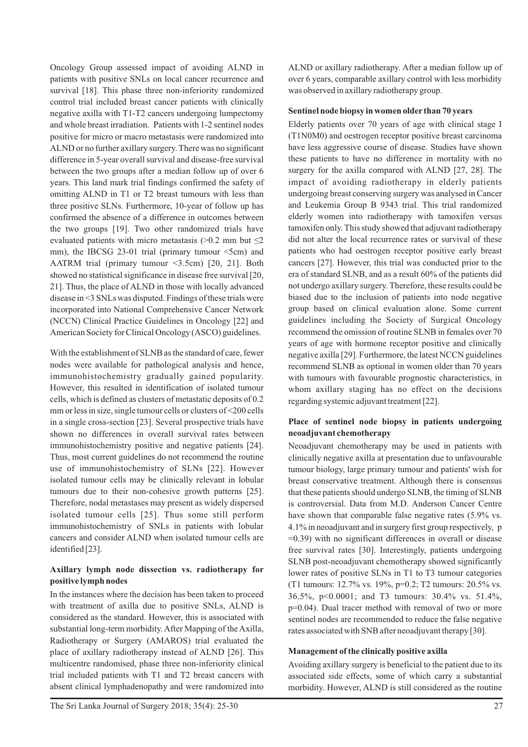Oncology Group assessed impact of avoiding ALND in patients with positive SNLs on local cancer recurrence and survival [18]. This phase three non-inferiority randomized control trial included breast cancer patients with clinically negative axilla with T1-T2 cancers undergoing lumpectomy and whole breast irradiation. Patients with 1-2 sentinel nodes positive for micro or macro metastasis were randomized into ALND or no further axillary surgery. There was no significant difference in 5-year overall survival and disease-free survival between the two groups after a median follow up of over 6 years. This land mark trial findings confirmed the safety of omitting ALND in T1 or T2 breast tumours with less than three positive SLNs. Furthermore, 10-year of follow up has confirmed the absence of a difference in outcomes between the two groups [19]. Two other randomized trials have evaluated patients with micro metastasis (>0.2 mm but ≤2 mm), the IBCSG 23-01 trial (primary tumour <5cm) and AATRM trial (primary tumour <3.5cm) [20, 21]. Both showed no statistical significance in disease free survival [20, 21]. Thus, the place of ALND in those with locally advanced disease in <3 SNLs was disputed. Findings of these trials were incorporated into National Comprehensive Cancer Network (NCCN) Clinical Practice Guidelines in Oncology [22] and American Society for Clinical Oncology (ASCO) guidelines.

With the establishment of SLNB as the standard of care, fewer nodes were available for pathological analysis and hence, immunohistochemistry gradually gained popularity. However, this resulted in identification of isolated tumour cells, which is defined as clusters of metastatic deposits of 0.2 mm or less in size, single tumour cells or clusters of <200 cells in a single cross-section [23]. Several prospective trials have shown no differences in overall survival rates between immunohistochemistry positive and negative patients [24]. Thus, most current guidelines do not recommend the routine use of immunohistochemistry of SLNs [22]. However isolated tumour cells may be clinically relevant in lobular tumours due to their non-cohesive growth patterns [25]. Therefore, nodal metastases may present as widely dispersed isolated tumour cells [25]. Thus some still perform immunohistochemistry of SNLs in patients with lobular cancers and consider ALND when isolated tumour cells are identified [23].

**Axillary lymph node dissection vs. radiotherapy for positive lymph nodes**

In the instances where the decision has been taken to proceed with treatment of axilla due to positive SNLs, ALND is considered as the standard. However, this is associated with substantial long-term morbidity. After Mapping of the Axilla, Radiotherapy or Surgery (AMAROS) trial evaluated the place of axillary radiotherapy instead of ALND [26]. This multicentre randomised, phase three non-inferiority clinical trial included patients with T1 and T2 breast cancers with absent clinical lymphadenopathy and were randomized into ALND or axillary radiotherapy. After a median follow up of over 6 years, comparable axillary control with less morbidity was observed in axillary radiotherapy group.

**Sentinel node biopsy in women older than 70 years**

Elderly patients over 70 years of age with clinical stage I (T1N0M0) and oestrogen receptor positive breast carcinoma have less aggressive course of disease. Studies have shown these patients to have no difference in mortality with no surgery for the axilla compared with ALND [27, 28]. The impact of avoiding radiotherapy in elderly patients undergoing breast conserving surgery was analysed in Cancer and Leukemia Group B 9343 trial. This trial randomized elderly women into radiotherapy with tamoxifen versus tamoxifen only. This study showed that adjuvant radiotherapy did not alter the local recurrence rates or survival of these patients who had oestrogen receptor positive early breast cancers [27]. However, this trial was conducted prior to the era of standard SLNB, and as a result 60% of the patients did not undergo axillary surgery. Therefore, these results could be biased due to the inclusion of patients into node negative group based on clinical evaluation alone. Some current guidelines including the Society of Surgical Oncology recommend the omission of routine SLNB in females over 70 years of age with hormone receptor positive and clinically negative axilla [29]. Furthermore, the latest NCCN guidelines recommend SLNB as optional in women older than 70 years with tumours with favourable prognostic characteristics, in whom axillary staging has no effect on the decisions regarding systemic adjuvant treatment [22].

**Place of sentinel node biopsy in patients undergoing neoadjuvant chemotherapy**

Neoadjuvant chemotherapy may be used in patients with clinically negative axilla at presentation due to unfavourable tumour biology, large primary tumour and patients' wish for breast conservative treatment. Although there is consensus that these patients should undergo SLNB, the timing of SLNB is controversial. Data from M.D. Anderson Cancer Centre have shown that comparable false negative rates (5.9% vs. 4.1% in neoadjuvant and in surgery first group respectively, $p = 0.39$) with no significant differences in overall or disease free survival rates [30]. Interestingly, patients undergoing SLNB post-neoadjuvant chemotherapy showed significantly lower rates of positive SLNs in T1 to T3 tumour categories (T1 tumours: 12.7% vs. 19%, $p=0.2$; T2 tumours: 20.5% vs. 36.5%, $p<0.0001$; and T3 tumours: 30.4% vs. 51.4%, $p=0.04$). Dual tracer method with removal of two or more sentinel nodes are recommended to reduce the false negative rates associated with SNB after neoadjuvant therapy [30].

**Management of the clinically positive axilla**

Avoiding axillary surgery is beneficial to the patient due to its associated side effects, some of which carry a substantial morbidity. However, ALND is still considered as the routine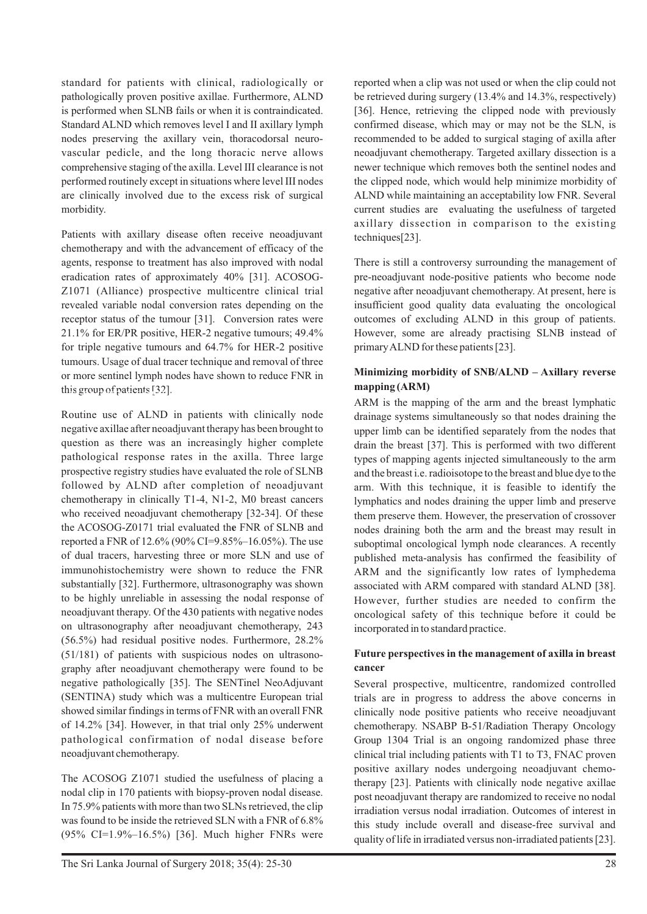standard for patients with clinical, radiologically or pathologically proven positive axillae. Furthermore, ALND is performed when SLNB fails or when it is contraindicated. Standard ALND which removes level I and II axillary lymph nodes preserving the axillary vein, thoracodorsal neurovascular pedicle, and the long thoracic nerve allows comprehensive staging of the axilla. Level III clearance is not performed routinely except in situations where level III nodes are clinically involved due to the excess risk of surgical morbidity.

Patients with axillary disease often receive neoadjuvant chemotherapy and with the advancement of efficacy of the agents, response to treatment has also improved with nodal eradication rates of approximately 40% [31]. ACOSOG-Z1071 (Alliance) prospective multicentre clinical trial revealed variable nodal conversion rates depending on the receptor status of the tumour [31]. Conversion rates were 21.1% for ER/PR positive, HER-2 negative tumours; 49.4% for triple negative tumours and 64.7% for HER-2 positive tumours. Usage of dual tracer technique and removal of three or more sentinel lymph nodes have shown to reduce FNR in this group of patients [32].

Routine use of ALND in patients with clinically node negative axillae after neoadjuvant therapy has been brought to question as there was an increasingly higher complete pathological response rates in the axilla. Three large prospective registry studies have evaluated the role of SLNB followed by ALND after completion of neoadjuvant chemotherapy in clinically T1-4, N1-2, M0 breast cancers who received neoadjuvant chemotherapy [32-34]. Of these the ACOSOG-Z0171 trial evaluated the FNR of SLNB and reported a FNR of 12.6% (90% CI=9.85%–16.05%). The use of dual tracers, harvesting three or more SLN and use of immunohistochemistry were shown to reduce the FNR substantially [32]. Furthermore, ultrasonography was shown to be highly unreliable in assessing the nodal response of neoadjuvant therapy. Of the 430 patients with negative nodes on ultrasonography after neoadjuvant chemotherapy, 243 (56.5%) had residual positive nodes. Furthermore, 28.2% (51/181) of patients with suspicious nodes on ultrasonography after neoadjuvant chemotherapy were found to be negative pathologically [35]. The SENTinel NeoAdjuvant (SENTINA) study which was a multicentre European trial showed similar findings in terms of FNR with an overall FNR of 14.2% [34]. However, in that trial only 25% underwent pathological confirmation of nodal disease before neoadjuvant chemotherapy.

The ACOSOG Z1071 studied the usefulness of placing a nodal clip in 170 patients with biopsy-proven nodal disease. In 75.9% patients with more than two SLNs retrieved, the clip was found to be inside the retrieved SLN with a FNR of 6.8% (95% CI=1.9%–16.5%) [36]. Much higher FNRs were reported when a clip was not used or when the clip could not be retrieved during surgery (13.4% and 14.3%, respectively) [36]. Hence, retrieving the clipped node with previously confirmed disease, which may or may not be the SLN, is recommended to be added to surgical staging of axilla after neoadjuvant chemotherapy. Targeted axillary dissection is a newer technique which removes both the sentinel nodes and the clipped node, which would help minimize morbidity of ALND while maintaining an acceptability low FNR. Several current studies are evaluating the usefulness of targeted axillary dissection in comparison to the existing techniques[23].

There is still a controversy surrounding the management of pre-neoadjuvant node-positive patients who become node negative after neoadjuvant chemotherapy. At present, here is insufficient good quality data evaluating the oncological outcomes of excluding ALND in this group of patients. However, some are already practising SLNB instead of primary ALND for these patients [23].

### Minimizing morbidity of SNB/ALND – Axillary reverse mapping (ARM)

ARM is the mapping of the arm and the breast lymphatic drainage systems simultaneously so that nodes draining the upper limb can be identified separately from the nodes that drain the breast [37]. This is performed with two different types of mapping agents injected simultaneously to the arm and the breast i.e. radioisotope to the breast and blue dye to the arm. With this technique, it is feasible to identify the lymphatics and nodes draining the upper limb and preserve them preserve them. However, the preservation of crossover nodes draining both the arm and the breast may result in suboptimal oncological lymph node clearances. A recently published meta-analysis has confirmed the feasibility of ARM and the significantly low rates of lymphedema associated with ARM compared with standard ALND [38]. However, further studies are needed to confirm the oncological safety of this technique before it could be incorporated in to standard practice.

### Future perspectives in the management of axilla in breast cancer

Several prospective, multicentre, randomized controlled trials are in progress to address the above concerns in clinically node positive patients who receive neoadjuvant chemotherapy. NSABP B-51/Radiation Therapy Oncology Group 1304 Trial is an ongoing randomized phase three clinical trial including patients with T1 to T3, FNAC proven positive axillary nodes undergoing neoadjuvant chemotherapy [23]. Patients with clinically node negative axillae post neoadjuvant therapy are randomized to receive no nodal irradiation versus nodal irradiation. Outcomes of interest in this study include overall and disease-free survival and quality of life in irradiated versus non-irradiated patients [23].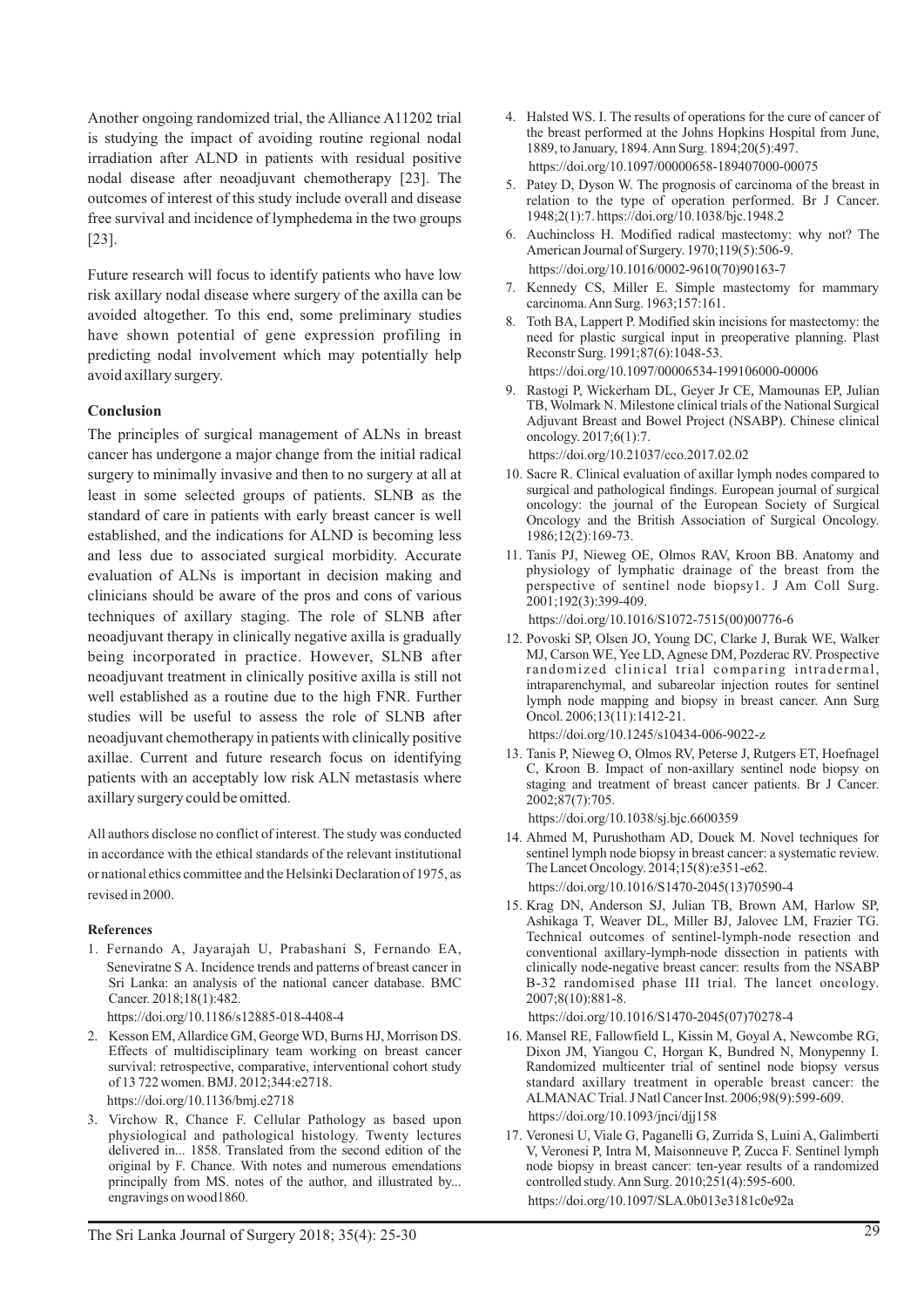Another ongoing randomized trial, the Alliance A11202 trial is studying the impact of avoiding routine regional nodal irradiation after ALND in patients with residual positive nodal disease after neoadjuvant chemotherapy [23]. The outcomes of interest of this study include overall and disease free survival and incidence of lymphedema in the two groups [23].

Future research will focus to identify patients who have low risk axillary nodal disease where surgery of the axilla can be avoided altogether. To this end, some preliminary studies have shown potential of gene expression profiling in predicting nodal involvement which may potentially help avoid axillary surgery.

**Conclusion**

The principles of surgical management of ALNs in breast cancer has undergone a major change from the initial radical surgery to minimally invasive and then to no surgery at all at least in some selected groups of patients. SLNB as the standard of care in patients with early breast cancer is well established, and the indications for ALND is becoming less and less due to associated surgical morbidity. Accurate evaluation of ALNs is important in decision making and clinicians should be aware of the pros and cons of various techniques of axillary staging. The role of SLNB after neoadjuvant therapy in clinically negative axilla is gradually being incorporated in practice. However, SLNB after neoadjuvant treatment in clinically positive axilla is still not well established as a routine due to the high FNR. Further studies will be useful to assess the role of SLNB after neoadjuvant chemotherapy in patients with clinically positive axillae. Current and future research focus on identifying patients with an acceptably low risk ALN metastasis where axillary surgery could be omitted.

All authors disclose no conflict of interest. The study was conducted in accordance with the ethical standards of the relevant institutional or national ethics committee and the Helsinki Declaration of 1975, as revised in 2000.

**References**

1. Fernando A, Jayarajah U, Prabashani S, Fernando EA, Seneviratne S A. Incidence trends and patterns of breast cancer in Sri Lanka: an analysis of the national cancer database. BMC Cancer. 2018;18(1):482. https://doi.org/10.1186/s12885-018-4408-4
2. Kesson EM, Allardice GM, George WD, Burns HJ, Morrison DS. Effects of multidisciplinary team working on breast cancer survival: retrospective, comparative, interventional cohort study of 13 722 women. BMJ. 2012;344:e2718. https://doi.org/10.1136/bmj.e2718
3. Virchow R, Chance F. Cellular Pathology as based upon physiological and pathological histology. Twenty lectures delivered in... 1858. Translated from the second edition of the original by F. Chance. With notes and numerous emendations principally from MS. notes of the author, and illustrated by... engravings on wood1860.
4. Halsted WS. I. The results of operations for the cure of cancer of the breast performed at the Johns Hopkins Hospital from June, 1889, to January, 1894. Ann Surg. 1894;20(5):497. https://doi.org/10.1097/00000658-189407000-00075
5. Patey D, Dyson W. The prognosis of carcinoma of the breast in relation to the type of operation performed. Br J Cancer. 1948;2(1):7. https://doi.org/10.1038/bjc.1948.2
6. Auchincloss H. Modified radical mastectomy: why not? The American Journal of Surgery. 1970;119(5):506-9. https://doi.org/10.1016/0002-9610(70)90163-7
7. Kennedy CS, Miller E. Simple mastectomy for mammary carcinoma. Ann Surg. 1963;157:161.
8. Toth BA, Lappert P. Modified skin incisions for mastectomy: the need for plastic surgical input in preoperative planning. Plast Reconstr Surg. 1991;87(6):1048-53. https://doi.org/10.1097/00006534-199106000-00006
9. Rastogi P, Wickerham DL, Geyer Jr CE, Mamounas EP, Julian TB, Wolmark N. Milestone clinical trials of the National Surgical Adjuvant Breast and Bowel Project (NSABP). Chinese clinical oncology. 2017;6(1):7. https://doi.org/10.21037/cco.2017.02.02
10. Sacre R. Clinical evaluation of axillar lymph nodes compared to surgical and pathological findings. European journal of surgical oncology: the journal of the European Society of Surgical Oncology and the British Association of Surgical Oncology. 1986;12(2):169-73.
11. Tanis PJ, Nieweg OE, Olmos RAV, Kroon BB. Anatomy and physiology of lymphatic drainage of the breast from the perspective of sentinel node biopsy1. J Am Coll Surg. 2001;192(3):399-409. https://doi.org/10.1016/S1072-7515(00)00776-6
12. Povoski SP, Olsen JO, Young DC, Clarke J, Burak WE, Walker MJ, Carson WE, Yee LD, Agnese DM, Pozderac RV. Prospective randomized clinical trial comparing intradermal, intraparenchymal, and subareolar injection routes for sentinel lymph node mapping and biopsy in breast cancer. Ann Surg Oncol. 2006;13(11):1412-21. https://doi.org/10.1245/s10434-006-9022-z
13. Tanis P, Nieweg O, Olmos RV, Peterse J, Rutgers ET, Hoefnagel C, Kroon B. Impact of non-axillary sentinel node biopsy on staging and treatment of breast cancer patients. Br J Cancer. 2002;87(7):705. https://doi.org/10.1038/sj.bjc.6600359
14. Ahmed M, Purushotham AD, Douek M. Novel techniques for sentinel lymph node biopsy in breast cancer: a systematic review. The Lancet Oncology. 2014;15(8):e351-e62. https://doi.org/10.1016/S1470-2045(13)70590-4
15. Krag DN, Anderson SJ, Julian TB, Brown AM, Harlow SP, Ashikaga T, Weaver DL, Miller BJ, Jalovec LM, Frazier TG. Technical outcomes of sentinel-lymph-node resection and conventional axillary-lymph-node dissection in patients with clinically node-negative breast cancer: results from the NSABP B-32 randomised phase III trial. The lancet oncology. 2007;8(10):881-8. https://doi.org/10.1016/S1470-2045(07)70278-4
16. Mansel RE, Fallowfield L, Kissin M, Goyal A, Newcombe RG, Dixon JM, Yiangou C, Horgan K, Bundred N, Monypenny I. Randomized multicenter trial of sentinel node biopsy versus standard axillary treatment in operable breast cancer: the ALMANAC Trial. J Natl Cancer Inst. 2006;98(9):599-609. https://doi.org/10.1093/jnci/djj158
17. Veronesi U, Viale G, Paganelli G, Zurrida S, Luini A, Galimberti V, Veronesi P, Intra M, Maisonneuve P, Zucca F. Sentinel lymph node biopsy in breast cancer: ten-year results of a randomized controlled study. Ann Surg. 2010;251(4):595-600. https://doi.org/10.1097/SLA.0b013e3181c0e92a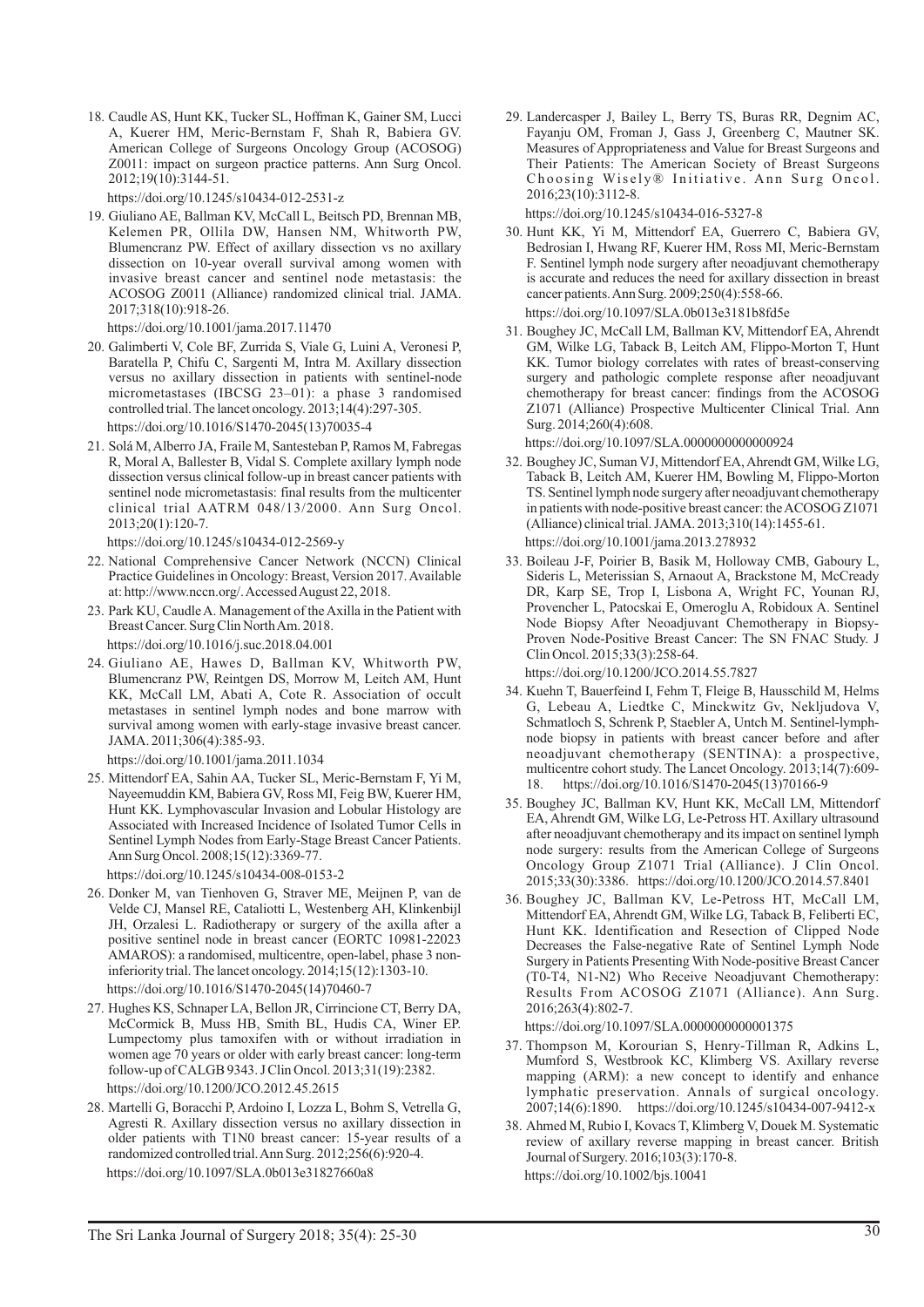18. Caudle AS, Hunt KK, Tucker SL, Hoffman K, Gainer SM, Lucci A, Kuerer HM, Meric-Bernstam F, Shah R, Babiera GV. American College of Surgeons Oncology Group (ACOSOG) Z0011: impact on surgeon practice patterns. Ann Surg Oncol. 2012;19(10):3144-51.
https://doi.org/10.1245/s10434-012-2531-z

19. Giuliano AE, Ballman KV, McCall L, Beitsch PD, Brennan MB, Kelemen PR, Ollila DW, Hansen NM, Whitworth PW, Blumencranz PW. Effect of axillary dissection vs no axillary dissection on 10-year overall survival among women with invasive breast cancer and sentinel node metastasis: the ACOSOG Z0011 (Alliance) randomized clinical trial. JAMA. 2017;318(10):918-26.
https://doi.org/10.1001/jama.2017.11470

20. Galimberti V, Cole BF, Zurrida S, Viale G, Luini A, Veronesi P, Baratella P, Chifu C, Sargenti M, Intra M. Axillary dissection versus no axillary dissection in patients with sentinel-node micrometastases (IBCSG 23–01): a phase 3 randomised controlled trial. The lancet oncology. 2013;14(4):297-305.
https://doi.org/10.1016/S1470-2045(13)70035-4

21. Solá M, Alberro JA, Fraile M, Santesteban P, Ramos M, Fabregas R, Moral A, Ballester B, Vidal S. Complete axillary lymph node dissection versus clinical follow-up in breast cancer patients with sentinel node micrometastasis: final results from the multicenter clinical trial AATRM 048/13/2000. Ann Surg Oncol. 2013;20(1):120-7.
https://doi.org/10.1245/s10434-012-2569-y

22. National Comprehensive Cancer Network (NCCN) Clinical Practice Guidelines in Oncology: Breast, Version 2017. Available at: http://www.nccn.org/. Accessed August 22, 2018.

23. Park KU, Caudle A. Management of the Axilla in the Patient with Breast Cancer. Surg Clin North Am. 2018.
https://doi.org/10.1016/j.suc.2018.04.001

24. Giuliano AE, Hawes D, Ballman KV, Whitworth PW, Blumencranz PW, Reintgen DS, Morrow M, Leitch AM, Hunt KK, McCall LM, Abati A, Cote R. Association of occult metastases in sentinel lymph nodes and bone marrow with survival among women with early-stage invasive breast cancer. JAMA. 2011;306(4):385-93.
https://doi.org/10.1001/jama.2011.1034

25. Mittendorf EA, Sahin AA, Tucker SL, Meric-Bernstam F, Yi M, Nayeemuddin KM, Babiera GV, Ross MI, Feig BW, Kuerer HM, Hunt KK. Lymphovascular Invasion and Lobular Histology are Associated with Increased Incidence of Isolated Tumor Cells in Sentinel Lymph Nodes from Early-Stage Breast Cancer Patients. Ann Surg Oncol. 2008;15(12):3369-77.
https://doi.org/10.1245/s10434-008-0153-2

26. Donker M, van Tienhoven G, Straver ME, Meijnen P, van de Velde CJ, Mansel RE, Cataliotti L, Westenberg AH, Klinkenbijl JH, Orzalesi L. Radiotherapy or surgery of the axilla after a positive sentinel node in breast cancer (EORTC 10981-22023 AMAROS): a randomised, multicentre, open-label, phase 3 non-inferiority trial. The lancet oncology. 2014;15(12):1303-10.
https://doi.org/10.1016/S1470-2045(14)70460-7

27. Hughes KS, Schnaper LA, Bellon JR, Cirrincione CT, Berry DA, McCormick B, Muss HB, Smith BL, Hudis CA, Winer EP. Lumpectomy plus tamoxifen with or without irradiation in women age 70 years or older with early breast cancer: long-term follow-up of CALGB 9343. J Clin Oncol. 2013;31(19):2382.
https://doi.org/10.1200/JCO.2012.45.2615

28. Martelli G, Boracchi P, Ardoino I, Lozza L, Bohm S, Vetrella G, Agresti R. Axillary dissection versus no axillary dissection in older patients with T1N0 breast cancer: 15-year results of a randomized controlled trial. Ann Surg. 2012;256(6):920-4.
https://doi.org/10.1097/SLA.0b013e31827660a8

29. Landercasper J, Bailey L, Berry TS, Buras RR, Degnim AC, Fayanju OM, Froman J, Gass J, Greenberg C, Mautner SK. Measures of Appropriateness and Value for Breast Surgeons and Their Patients: The American Society of Breast Surgeons Choosing Wisely® Initiative. Ann Surg Oncol. 2016;23(10):3112-8.
https://doi.org/10.1245/s10434-016-5327-8

30. Hunt KK, Yi M, Mittendorf EA, Guerrero C, Babiera GV, Bedrosian I, Hwang RF, Kuerer HM, Ross MI, Meric-Bernstam F. Sentinel lymph node surgery after neoadjuvant chemotherapy is accurate and reduces the need for axillary dissection in breast cancer patients. Ann Surg. 2009;250(4):558-66.
https://doi.org/10.1097/SLA.0b013e3181b8fd5e

31. Boughey JC, McCall LM, Ballman KV, Mittendorf EA, Ahrendt GM, Wilke LG, Taback B, Leitch AM, Flippo-Morton T, Hunt KK. Tumor biology correlates with rates of breast-conserving surgery and pathologic complete response after neoadjuvant chemotherapy for breast cancer: findings from the ACOSOG Z1071 (Alliance) Prospective Multicenter Clinical Trial. Ann Surg. 2014;260(4):608.
https://doi.org/10.1097/SLA.0000000000000924

32. Boughey JC, Suman VJ, Mittendorf EA, Ahrendt GM, Wilke LG, Taback B, Leitch AM, Kuerer HM, Bowling M, Flippo-Morton TS. Sentinel lymph node surgery after neoadjuvant chemotherapy in patients with node-positive breast cancer: the ACOSOG Z1071 (Alliance) clinical trial. JAMA. 2013;310(14):1455-61.
https://doi.org/10.1001/jama.2013.278932

33. Boileau J-F, Poirier B, Basik M, Holloway CMB, Gaboury L, Sideris L, Meterissian S, Arnaout A, Brackstone M, McCready DR, Karp SE, Trop I, Lisbona A, Wright FC, Younan RJ, Provencher L, Patocskai E, Omeroglu A, Robidoux A. Sentinel Node Biopsy After Neoadjuvant Chemotherapy in Biopsy-Proven Node-Positive Breast Cancer: The SN FNAC Study. J Clin Oncol. 2015;33(3):258-64.
https://doi.org/10.1200/JCO.2014.55.7827

34. Kuehn T, Bauerfeind I, Fehm T, Fleige B, Hausschild M, Helms G, Lebeau A, Liedtke C, Minckwitz Gv, Nekljudova V, Schmatloch S, Schrenk P, Staebler A, Untch M. Sentinel-lymph-node biopsy in patients with breast cancer before and after neoadjuvant chemotherapy (SENTINA): a prospective, multicentre cohort study. The Lancet Oncology. 2013;14(7):609-18. https://doi.org/10.1016/S1470-2045(13)70166-9

35. Boughey JC, Ballman KV, Hunt KK, McCall LM, Mittendorf EA, Ahrendt GM, Wilke LG, Le-Petross HT. Axillary ultrasound after neoadjuvant chemotherapy and its impact on sentinel lymph node surgery: results from the American College of Surgeons Oncology Group Z1071 Trial (Alliance). J Clin Oncol. 2015;33(30):3386. https://doi.org/10.1200/JCO.2014.57.8401

36. Boughey JC, Ballman KV, Le-Petross HT, McCall LM, Mittendorf EA, Ahrendt GM, Wilke LG, Taback B, Feliberti EC, Hunt KK. Identification and Resection of Clipped Node Decreases the False-negative Rate of Sentinel Lymph Node Surgery in Patients Presenting With Node-positive Breast Cancer (T0-T4, N1-N2) Who Receive Neoadjuvant Chemotherapy: Results From ACOSOG Z1071 (Alliance). Ann Surg. 2016;263(4):802-7.
https://doi.org/10.1097/SLA.0000000000001375

37. Thompson M, Korourian S, Henry-Tillman R, Adkins L, Mumford S, Westbrook KC, Klimberg VS. Axillary reverse mapping (ARM): a new concept to identify and enhance lymphatic preservation. Annals of surgical oncology. 2007;14(6):1890. https://doi.org/10.1245/s10434-007-9412-x

38. Ahmed M, Rubio I, Kovacs T, Klimberg V, Douek M. Systematic review of axillary reverse mapping in breast cancer. British Journal of Surgery. 2016;103(3):170-8.
https://doi.org/10.1002/bjs.10041